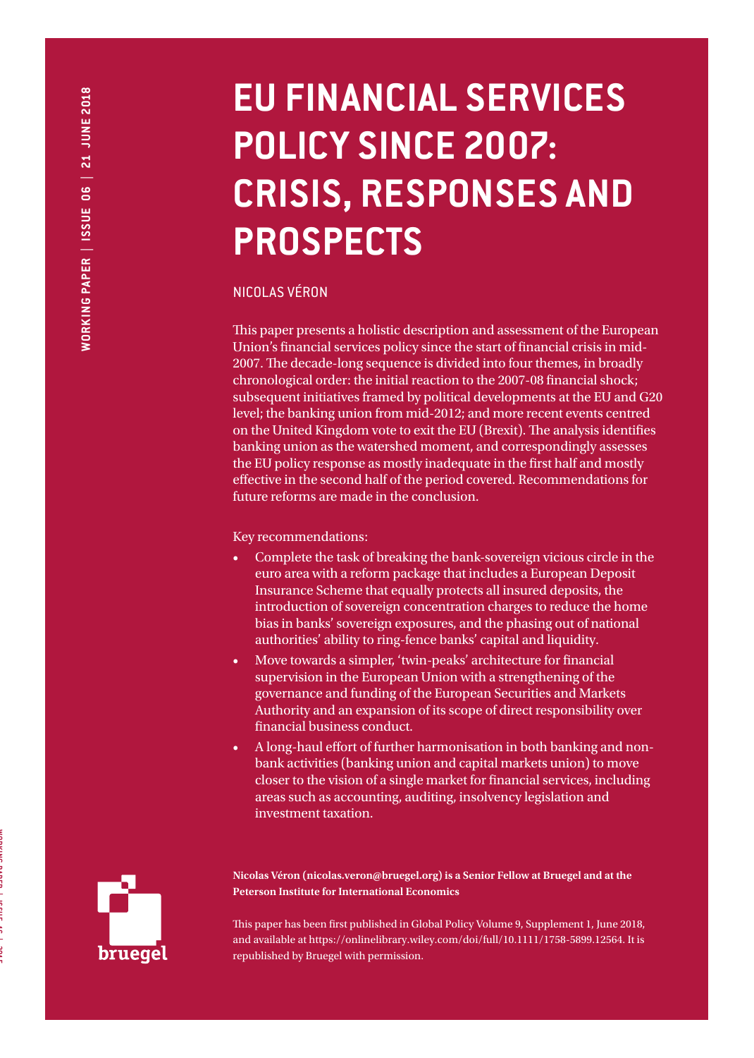# EU FINANCIAL SERVICES POLICY SINCE 2007: CRISIS, RESPONSES AND PROSPECTS

NICOLAS VÉRON

This paper presents a holistic description and assessment of the European Union's financial services policy since the start of financial crisis in mid-2007. The decade-long sequence is divided into four themes, in broadly chronological order: the initial reaction to the 2007-08 financial shock; subsequent initiatives framed by political developments at the EU and G20 level; the banking union from mid-2012; and more recent events centred on the United Kingdom vote to exit the EU (Brexit). The analysis identifies banking union as the watershed moment, and correspondingly assesses the EU policy response as mostly inadequate in the first half and mostly effective in the second half of the period covered. Recommendations for future reforms are made in the conclusion.

Key recommendations:

- Complete the task of breaking the bank-sovereign vicious circle in the euro area with a reform package that includes a European Deposit Insurance Scheme that equally protects all insured deposits, the introduction of sovereign concentration charges to reduce the home bias in banks' sovereign exposures, and the phasing out of national authorities' ability to ring-fence banks' capital and liquidity.
- Move towards a simpler, 'twin-peaks' architecture for financial supervision in the European Union with a strengthening of the governance and funding of the European Securities and Markets Authority and an expansion of its scope of direct responsibility over financial business conduct.
- A long-haul effort of further harmonisation in both banking and non-bank activities (banking union and capital markets union) to move closer to the vision of a single market for financial services, including areas such as accounting, auditing, insolvency legislation and investment taxation.

**Nicolas Véron (nicolas.veron@bruegel.org) is a Senior Fellow at Bruegel and at the Peterson Institute for International Economics**

This paper has been first published in Global Policy Volume 9, Supplement 1, June 2018, and available at https://onlinelibrary.wiley.com/doi/full/10.1111/1758-5899.12564. It is republished by Bruegel with permission.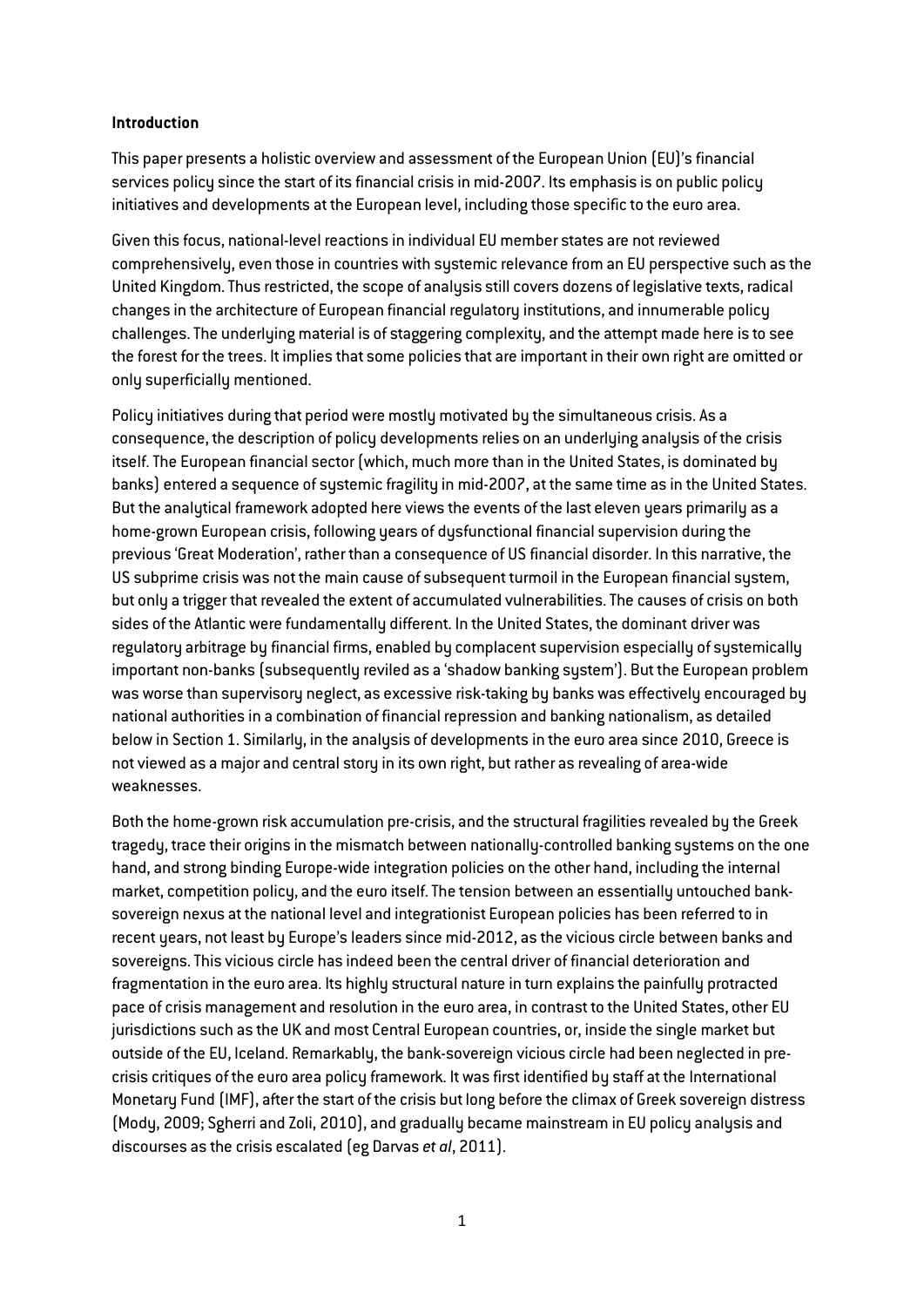**Introduction**

This paper presents a holistic overview and assessment of the European Union (EU)'s financial services policy since the start of its financial crisis in mid-2007. Its emphasis is on public policy initiatives and developments at the European level, including those specific to the euro area.

Given this focus, national-level reactions in individual EU member states are not reviewed comprehensively, even those in countries with systemic relevance from an EU perspective such as the United Kingdom. Thus restricted, the scope of analysis still covers dozens of legislative texts, radical changes in the architecture of European financial regulatory institutions, and innumerable policy challenges. The underlying material is of staggering complexity, and the attempt made here is to see the forest for the trees. It implies that some policies that are important in their own right are omitted or only superficially mentioned.

Policy initiatives during that period were mostly motivated by the simultaneous crisis. As a consequence, the description of policy developments relies on an underlying analysis of the crisis itself. The European financial sector (which, much more than in the United States, is dominated by banks) entered a sequence of systemic fragility in mid-2007, at the same time as in the United States. But the analytical framework adopted here views the events of the last eleven years primarily as a home-grown European crisis, following years of dysfunctional financial supervision during the previous 'Great Moderation', rather than a consequence of US financial disorder. In this narrative, the US subprime crisis was not the main cause of subsequent turmoil in the European financial system, but only a trigger that revealed the extent of accumulated vulnerabilities. The causes of crisis on both sides of the Atlantic were fundamentally different. In the United States, the dominant driver was regulatory arbitrage by financial firms, enabled by complacent supervision especially of systemically important non-banks (subsequently reviled as a 'shadow banking system'). But the European problem was worse than supervisory neglect, as excessive risk-taking by banks was effectively encouraged by national authorities in a combination of financial repression and banking nationalism, as detailed below in Section 1. Similarly, in the analysis of developments in the euro area since 2010, Greece is not viewed as a major and central story in its own right, but rather as revealing of area-wide weaknesses.

Both the home-grown risk accumulation pre-crisis, and the structural fragilities revealed by the Greek tragedy, trace their origins in the mismatch between nationally-controlled banking systems on the one hand, and strong binding Europe-wide integration policies on the other hand, including the internal market, competition policy, and the euro itself. The tension between an essentially untouched bank-sovereign nexus at the national level and integrationist European policies has been referred to in recent years, not least by Europe's leaders since mid-2012, as the vicious circle between banks and sovereigns. This vicious circle has indeed been the central driver of financial deterioration and fragmentation in the euro area. Its highly structural nature in turn explains the painfully protracted pace of crisis management and resolution in the euro area, in contrast to the United States, other EU jurisdictions such as the UK and most Central European countries, or, inside the single market but outside of the EU, Iceland. Remarkably, the bank-sovereign vicious circle had been neglected in pre-crisis critiques of the euro area policy framework. It was first identified by staff at the International Monetary Fund (IMF), after the start of the crisis but long before the climax of Greek sovereign distress (Mody, 2009; Sgherri and Zoli, 2010), and gradually became mainstream in EU policy analysis and discourses as the crisis escalated (eg Darvas *et al*, 2011).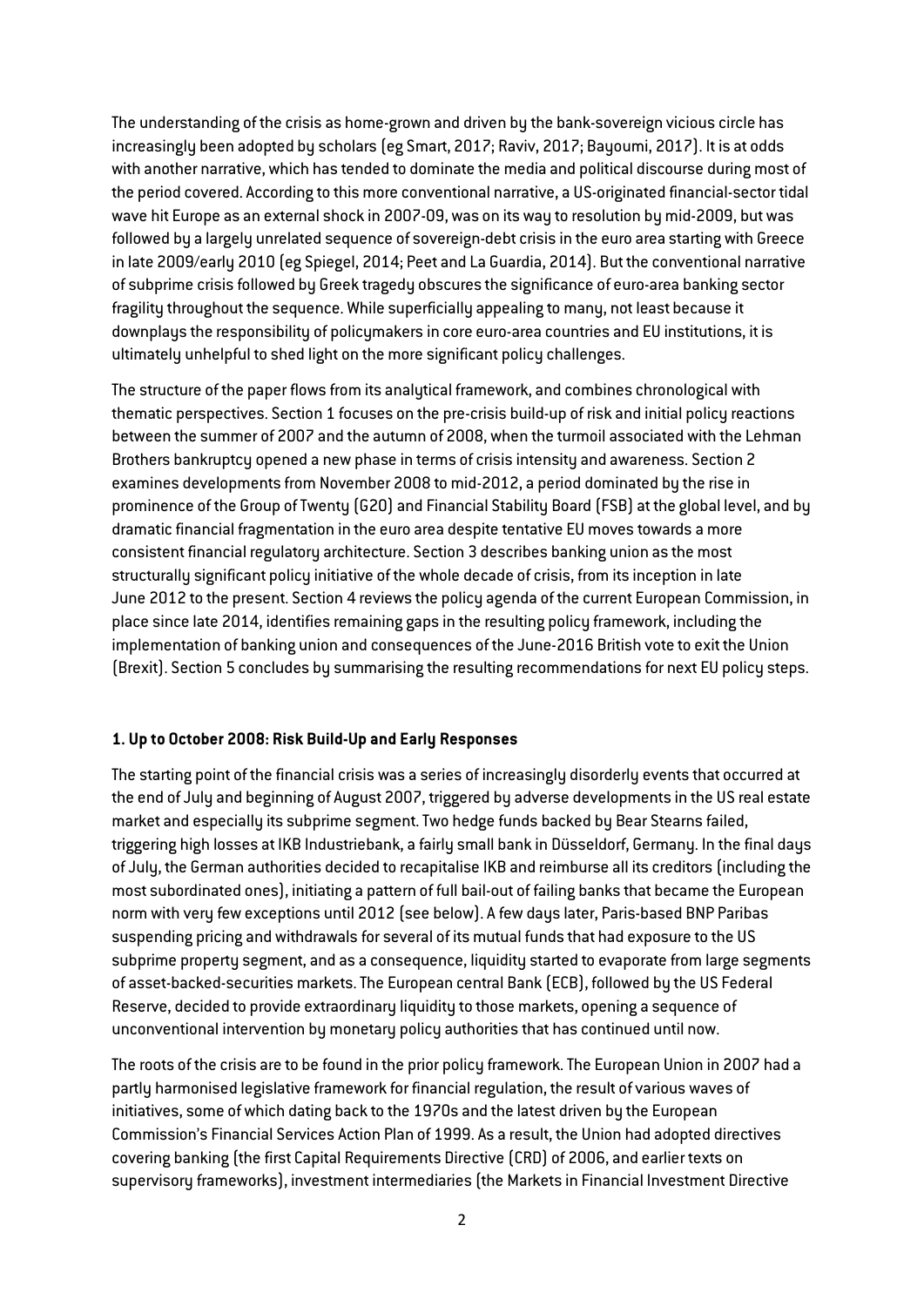The understanding of the crisis as home-grown and driven by the bank-sovereign vicious circle has increasingly been adopted by scholars (eg Smart, 2017; Raviv, 2017; Bayoumi, 2017). It is at odds with another narrative, which has tended to dominate the media and political discourse during most of the period covered. According to this more conventional narrative, a US-originated financial-sector tidal wave hit Europe as an external shock in 2007-09, was on its way to resolution by mid-2009, but was followed by a largely unrelated sequence of sovereign-debt crisis in the euro area starting with Greece in late 2009/early 2010 (eg Spiegel, 2014; Peet and La Guardia, 2014). But the conventional narrative of subprime crisis followed by Greek tragedy obscures the significance of euro-area banking sector fragility throughout the sequence. While superficially appealing to many, not least because it downplays the responsibility of policymakers in core euro-area countries and EU institutions, it is ultimately unhelpful to shed light on the more significant policy challenges.

The structure of the paper flows from its analytical framework, and combines chronological with thematic perspectives. Section 1 focuses on the pre-crisis build-up of risk and initial policy reactions between the summer of 2007 and the autumn of 2008, when the turmoil associated with the Lehman Brothers bankruptcy opened a new phase in terms of crisis intensity and awareness. Section 2 examines developments from November 2008 to mid-2012, a period dominated by the rise in prominence of the Group of Twenty (G20) and Financial Stability Board (FSB) at the global level, and by dramatic financial fragmentation in the euro area despite tentative EU moves towards a more consistent financial regulatory architecture. Section 3 describes banking union as the most structurally significant policy initiative of the whole decade of crisis, from its inception in late June 2012 to the present. Section 4 reviews the policy agenda of the current European Commission, in place since late 2014, identifies remaining gaps in the resulting policy framework, including the implementation of banking union and consequences of the June-2016 British vote to exit the Union (Brexit). Section 5 concludes by summarising the resulting recommendations for next EU policy steps.

## 1. Up to October 2008: Risk Build-Up and Early Responses

The starting point of the financial crisis was a series of increasingly disorderly events that occurred at the end of July and beginning of August 2007, triggered by adverse developments in the US real estate market and especially its subprime segment. Two hedge funds backed by Bear Stearns failed, triggering high losses at IKB Industriebank, a fairly small bank in Düsseldorf, Germany. In the final days of July, the German authorities decided to recapitalise IKB and reimburse all its creditors (including the most subordinated ones), initiating a pattern of full bail-out of failing banks that became the European norm with very few exceptions until 2012 (see below). A few days later, Paris-based BNP Paribas suspending pricing and withdrawals for several of its mutual funds that had exposure to the US subprime property segment, and as a consequence, liquidity started to evaporate from large segments of asset-backed-securities markets. The European central Bank (ECB), followed by the US Federal Reserve, decided to provide extraordinary liquidity to those markets, opening a sequence of unconventional intervention by monetary policy authorities that has continued until now.

The roots of the crisis are to be found in the prior policy framework. The European Union in 2007 had a partly harmonised legislative framework for financial regulation, the result of various waves of initiatives, some of which dating back to the 1970s and the latest driven by the European Commission's Financial Services Action Plan of 1999. As a result, the Union had adopted directives covering banking (the first Capital Requirements Directive (CRD) of 2006, and earlier texts on supervisory frameworks), investment intermediaries (the Markets in Financial Investment Directive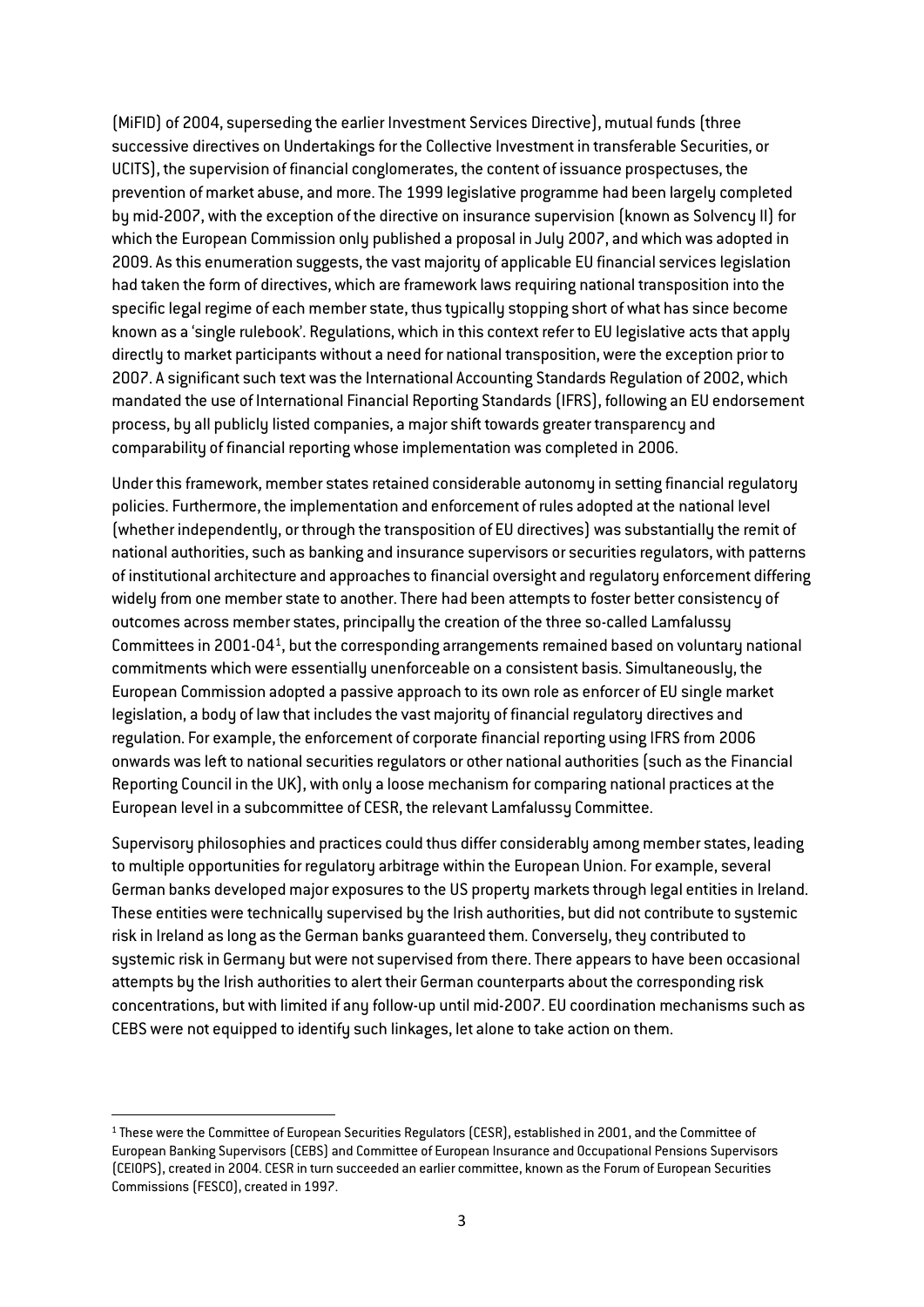(MiFID) of 2004, superseding the earlier Investment Services Directive), mutual funds (three successive directives on Undertakings for the Collective Investment in transferable Securities, or UCITS), the supervision of financial conglomerates, the content of issuance prospectuses, the prevention of market abuse, and more. The 1999 legislative programme had been largely completed by mid-2007, with the exception of the directive on insurance supervision (known as Solvency II) for which the European Commission only published a proposal in July 2007, and which was adopted in 2009. As this enumeration suggests, the vast majority of applicable EU financial services legislation had taken the form of directives, which are framework laws requiring national transposition into the specific legal regime of each member state, thus typically stopping short of what has since become known as a 'single rulebook'. Regulations, which in this context refer to EU legislative acts that apply directly to market participants without a need for national transposition, were the exception prior to 2007. A significant such text was the International Accounting Standards Regulation of 2002, which mandated the use of International Financial Reporting Standards (IFRS), following an EU endorsement process, by all publicly listed companies, a major shift towards greater transparency and comparability of financial reporting whose implementation was completed in 2006.

Under this framework, member states retained considerable autonomy in setting financial regulatory policies. Furthermore, the implementation and enforcement of rules adopted at the national level (whether independently, or through the transposition of EU directives) was substantially the remit of national authorities, such as banking and insurance supervisors or securities regulators, with patterns of institutional architecture and approaches to financial oversight and regulatory enforcement differing widely from one member state to another. There had been attempts to foster better consistency of outcomes across member states, principally the creation of the three so-called Lamfalussy Committees in 2001-04[1], but the corresponding arrangements remained based on voluntary national commitments which were essentially unenforceable on a consistent basis. Simultaneously, the European Commission adopted a passive approach to its own role as enforcer of EU single market legislation, a body of law that includes the vast majority of financial regulatory directives and regulation. For example, the enforcement of corporate financial reporting using IFRS from 2006 onwards was left to national securities regulators or other national authorities (such as the Financial Reporting Council in the UK), with only a loose mechanism for comparing national practices at the European level in a subcommittee of CESR, the relevant Lamfalussy Committee.

Supervisory philosophies and practices could thus differ considerably among member states, leading to multiple opportunities for regulatory arbitrage within the European Union. For example, several German banks developed major exposures to the US property markets through legal entities in Ireland. These entities were technically supervised by the Irish authorities, but did not contribute to systemic risk in Ireland as long as the German banks guaranteed them. Conversely, they contributed to systemic risk in Germany but were not supervised from there. There appears to have been occasional attempts by the Irish authorities to alert their German counterparts about the corresponding risk concentrations, but with limited if any follow-up until mid-2007. EU coordination mechanisms such as CEBS were not equipped to identify such linkages, let alone to take action on them.

[1] These were the Committee of European Securities Regulators (CESR), established in 2001, and the Committee of European Banking Supervisors (CEBS) and Committee of European Insurance and Occupational Pensions Supervisors (CEIOPS), created in 2004. CESR in turn succeeded an earlier committee, known as the Forum of European Securities Commissions (FESCO), created in 1997.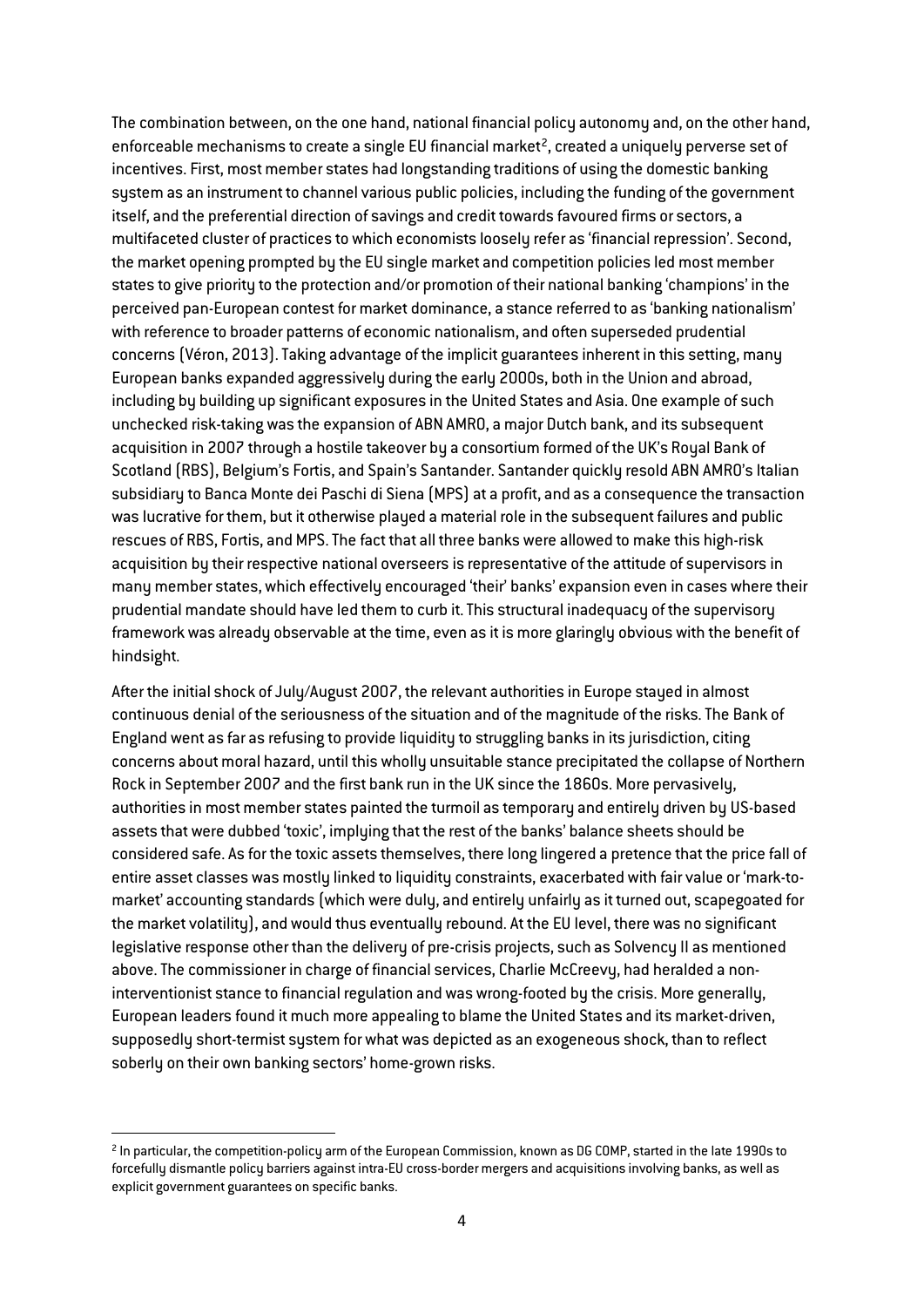The combination between, on the one hand, national financial policy autonomy and, on the other hand, enforceable mechanisms to create a single EU financial market[2], created a uniquely perverse set of incentives. First, most member states had longstanding traditions of using the domestic banking system as an instrument to channel various public policies, including the funding of the government itself, and the preferential direction of savings and credit towards favoured firms or sectors, a multifaceted cluster of practices to which economists loosely refer as 'financial repression'. Second, the market opening prompted by the EU single market and competition policies led most member states to give priority to the protection and/or promotion of their national banking 'champions' in the perceived pan-European contest for market dominance, a stance referred to as 'banking nationalism' with reference to broader patterns of economic nationalism, and often superseded prudential concerns (Véron, 2013). Taking advantage of the implicit guarantees inherent in this setting, many European banks expanded aggressively during the early 2000s, both in the Union and abroad, including by building up significant exposures in the United States and Asia. One example of such unchecked risk-taking was the expansion of ABN AMRO, a major Dutch bank, and its subsequent acquisition in 2007 through a hostile takeover by a consortium formed of the UK's Royal Bank of Scotland (RBS), Belgium's Fortis, and Spain's Santander. Santander quickly resold ABN AMRO's Italian subsidiary to Banca Monte dei Paschi di Siena (MPS) at a profit, and as a consequence the transaction was lucrative for them, but it otherwise played a material role in the subsequent failures and public rescues of RBS, Fortis, and MPS. The fact that all three banks were allowed to make this high-risk acquisition by their respective national overseers is representative of the attitude of supervisors in many member states, which effectively encouraged 'their' banks' expansion even in cases where their prudential mandate should have led them to curb it. This structural inadequacy of the supervisory framework was already observable at the time, even as it is more glaringly obvious with the benefit of hindsight.

After the initial shock of July/August 2007, the relevant authorities in Europe stayed in almost continuous denial of the seriousness of the situation and of the magnitude of the risks. The Bank of England went as far as refusing to provide liquidity to struggling banks in its jurisdiction, citing concerns about moral hazard, until this wholly unsuitable stance precipitated the collapse of Northern Rock in September 2007 and the first bank run in the UK since the 1860s. More pervasively, authorities in most member states painted the turmoil as temporary and entirely driven by US-based assets that were dubbed 'toxic', implying that the rest of the banks' balance sheets should be considered safe. As for the toxic assets themselves, there long lingered a pretence that the price fall of entire asset classes was mostly linked to liquidity constraints, exacerbated with fair value or 'mark-to-market' accounting standards (which were duly, and entirely unfairly as it turned out, scapegoated for the market volatility), and would thus eventually rebound. At the EU level, there was no significant legislative response other than the delivery of pre-crisis projects, such as Solvency II as mentioned above. The commissioner in charge of financial services, Charlie McCreevy, had heralded a non-interventionist stance to financial regulation and was wrong-footed by the crisis. More generally, European leaders found it much more appealing to blame the United States and its market-driven, supposedly short-termist system for what was depicted as an exogeneous shock, than to reflect soberly on their own banking sectors' home-grown risks.

[2] In particular, the competition-policy arm of the European Commission, known as DG COMP, started in the late 1990s to forcefully dismantle policy barriers against intra-EU cross-border mergers and acquisitions involving banks, as well as explicit government guarantees on specific banks.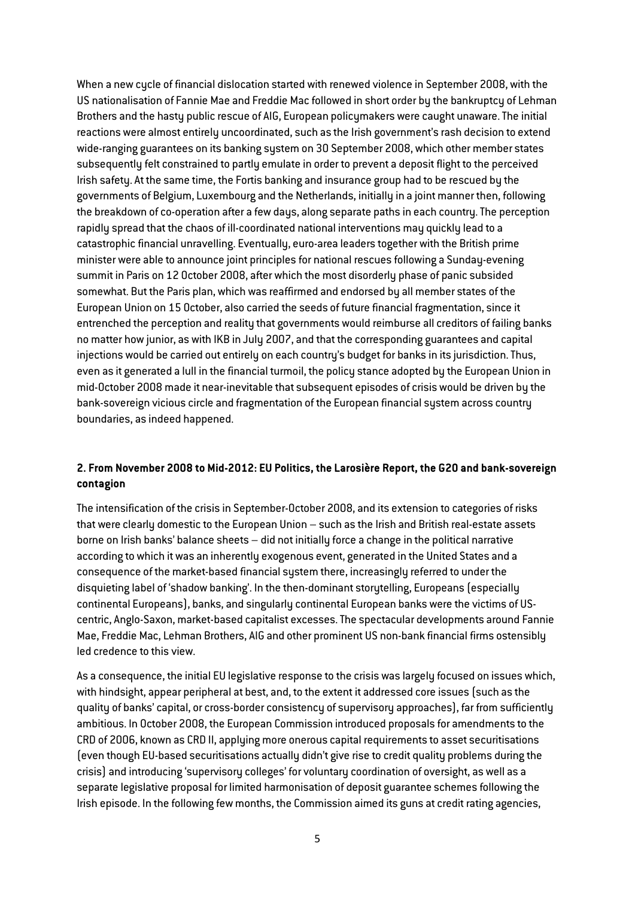When a new cycle of financial dislocation started with renewed violence in September 2008, with the US nationalisation of Fannie Mae and Freddie Mac followed in short order by the bankruptcy of Lehman Brothers and the hasty public rescue of AIG, European policymakers were caught unaware. The initial reactions were almost entirely uncoordinated, such as the Irish government's rash decision to extend wide-ranging guarantees on its banking system on 30 September 2008, which other member states subsequently felt constrained to partly emulate in order to prevent a deposit flight to the perceived Irish safety. At the same time, the Fortis banking and insurance group had to be rescued by the governments of Belgium, Luxembourg and the Netherlands, initially in a joint manner then, following the breakdown of co-operation after a few days, along separate paths in each country. The perception rapidly spread that the chaos of ill-coordinated national interventions may quickly lead to a catastrophic financial unravelling. Eventually, euro-area leaders together with the British prime minister were able to announce joint principles for national rescues following a Sunday-evening summit in Paris on 12 October 2008, after which the most disorderly phase of panic subsided somewhat. But the Paris plan, which was reaffirmed and endorsed by all member states of the European Union on 15 October, also carried the seeds of future financial fragmentation, since it entrenched the perception and reality that governments would reimburse all creditors of failing banks no matter how junior, as with IKB in July 2007, and that the corresponding guarantees and capital injections would be carried out entirely on each country's budget for banks in its jurisdiction. Thus, even as it generated a lull in the financial turmoil, the policy stance adopted by the European Union in mid-October 2008 made it near-inevitable that subsequent episodes of crisis would be driven by the bank-sovereign vicious circle and fragmentation of the European financial system across country boundaries, as indeed happened.

## 2. From November 2008 to Mid-2012: EU Politics, the Larosière Report, the G20 and bank-sovereign contagion

The intensification of the crisis in September-October 2008, and its extension to categories of risks that were clearly domestic to the European Union – such as the Irish and British real-estate assets borne on Irish banks' balance sheets – did not initially force a change in the political narrative according to which it was an inherently exogenous event, generated in the United States and a consequence of the market-based financial system there, increasingly referred to under the disquieting label of 'shadow banking'. In the then-dominant storytelling, Europeans (especially continental Europeans), banks, and singularly continental European banks were the victims of US-centric, Anglo-Saxon, market-based capitalist excesses. The spectacular developments around Fannie Mae, Freddie Mac, Lehman Brothers, AIG and other prominent US non-bank financial firms ostensibly led credence to this view.

As a consequence, the initial EU legislative response to the crisis was largely focused on issues which, with hindsight, appear peripheral at best, and, to the extent it addressed core issues (such as the quality of banks' capital, or cross-border consistency of supervisory approaches), far from sufficiently ambitious. In October 2008, the European Commission introduced proposals for amendments to the CRD of 2006, known as CRD II, applying more onerous capital requirements to asset securitisations (even though EU-based securitisations actually didn't give rise to credit quality problems during the crisis) and introducing 'supervisory colleges' for voluntary coordination of oversight, as well as a separate legislative proposal for limited harmonisation of deposit guarantee schemes following the Irish episode. In the following few months, the Commission aimed its guns at credit rating agencies,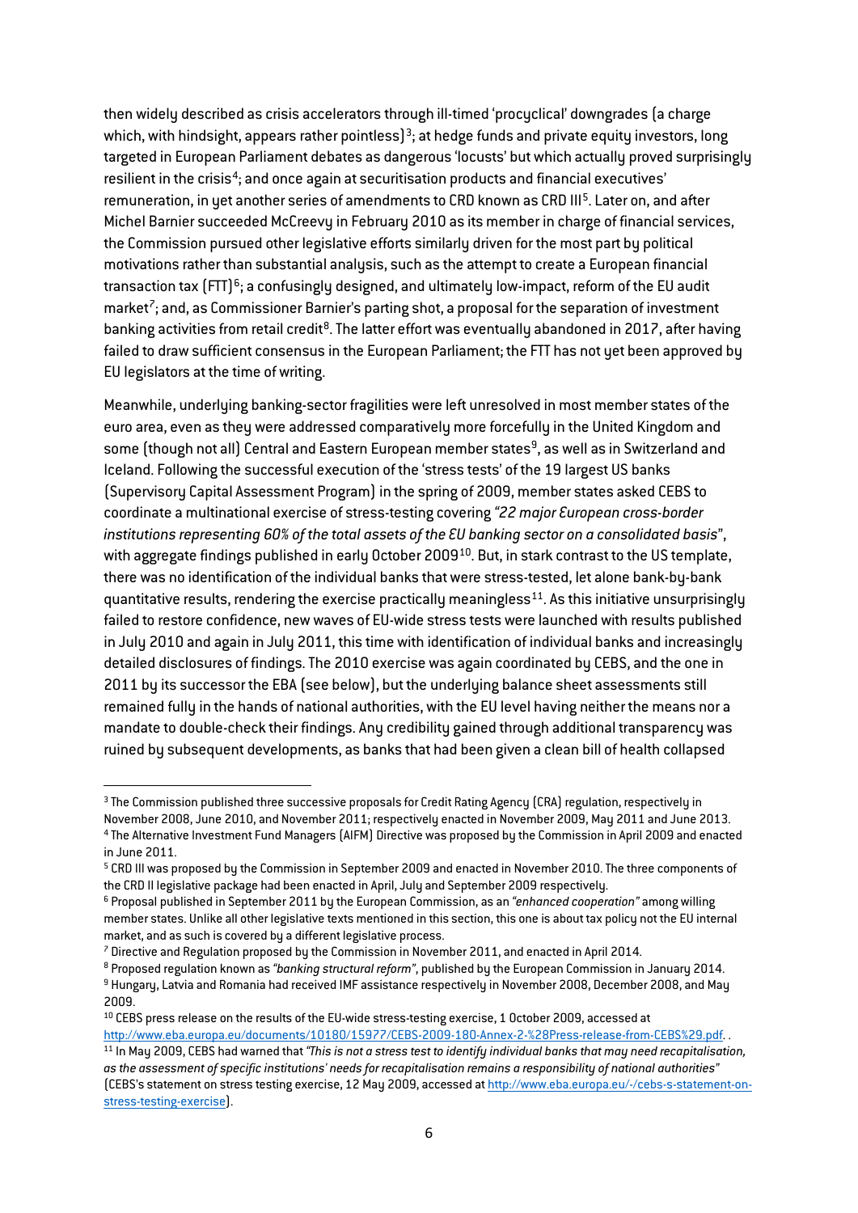then widely described as crisis accelerators through ill-timed 'procyclical' downgrades (a charge which, with hindsight, appears rather pointless)[3]; at hedge funds and private equity investors, long targeted in European Parliament debates as dangerous 'locusts' but which actually proved surprisingly resilient in the crisis[4]; and once again at securitisation products and financial executives' remuneration, in yet another series of amendments to CRD known as CRD III[5]. Later on, and after Michel Barnier succeeded McCreevy in February 2010 as its member in charge of financial services, the Commission pursued other legislative efforts similarly driven for the most part by political motivations rather than substantial analysis, such as the attempt to create a European financial transaction tax (FTT)[6]; a confusingly designed, and ultimately low-impact, reform of the EU audit market[7]; and, as Commissioner Barnier's parting shot, a proposal for the separation of investment banking activities from retail credit[8]. The latter effort was eventually abandoned in 2017, after having failed to draw sufficient consensus in the European Parliament; the FTT has not yet been approved by EU legislators at the time of writing.

Meanwhile, underlying banking-sector fragilities were left unresolved in most member states of the euro area, even as they were addressed comparatively more forcefully in the United Kingdom and some (though not all) Central and Eastern European member states[9], as well as in Switzerland and Iceland. Following the successful execution of the 'stress tests' of the 19 largest US banks (Supervisory Capital Assessment Program) in the spring of 2009, member states asked CEBS to coordinate a multinational exercise of stress-testing covering *"22 major European cross-border institutions representing 60% of the total assets of the EU banking sector on a consolidated basis"*, with aggregate findings published in early October 2009[10]. But, in stark contrast to the US template, there was no identification of the individual banks that were stress-tested, let alone bank-by-bank quantitative results, rendering the exercise practically meaningless[11]. As this initiative unsurprisingly failed to restore confidence, new waves of EU-wide stress tests were launched with results published in July 2010 and again in July 2011, this time with identification of individual banks and increasingly detailed disclosures of findings. The 2010 exercise was again coordinated by CEBS, and the one in 2011 by its successor the EBA (see below), but the underlying balance sheet assessments still remained fully in the hands of national authorities, with the EU level having neither the means nor a mandate to double-check their findings. Any credibility gained through additional transparency was ruined by subsequent developments, as banks that had been given a clean bill of health collapsed

---

[3] The Commission published three successive proposals for Credit Rating Agency (CRA) regulation, respectively in November 2008, June 2010, and November 2011; respectively enacted in November 2009, May 2011 and June 2013.

[4] The Alternative Investment Fund Managers (AIFM) Directive was proposed by the Commission in April 2009 and enacted in June 2011.

[5] CRD III was proposed by the Commission in September 2009 and enacted in November 2010. The three components of the CRD II legislative package had been enacted in April, July and September 2009 respectively.

[6] Proposal published in September 2011 by the European Commission, as an *"enhanced cooperation"* among willing member states. Unlike all other legislative texts mentioned in this section, this one is about tax policy not the EU internal market, and as such is covered by a different legislative process.

[7] Directive and Regulation proposed by the Commission in November 2011, and enacted in April 2014.

[8] Proposed regulation known as *"banking structural reform"*, published by the European Commission in January 2014.

[9] Hungary, Latvia and Romania had received IMF assistance respectively in November 2008, December 2008, and May 2009.

[10] CEBS press release on the results of the EU-wide stress-testing exercise, 1 October 2009, accessed at http://www.eba.europa.eu/documents/10180/15977/CEBS-2009-180-Annex-2-%28Press-release-from-CEBS%29.pdf. .

[11] In May 2009, CEBS had warned that *"This is not a stress test to identify individual banks that may need recapitalisation, as the assessment of specific institutions' needs for recapitalisation remains a responsibility of national authorities"* (CEBS's statement on stress testing exercise, 12 May 2009, accessed at http://www.eba.europa.eu/-/cebs-s-statement-on-stress-testing-exercise).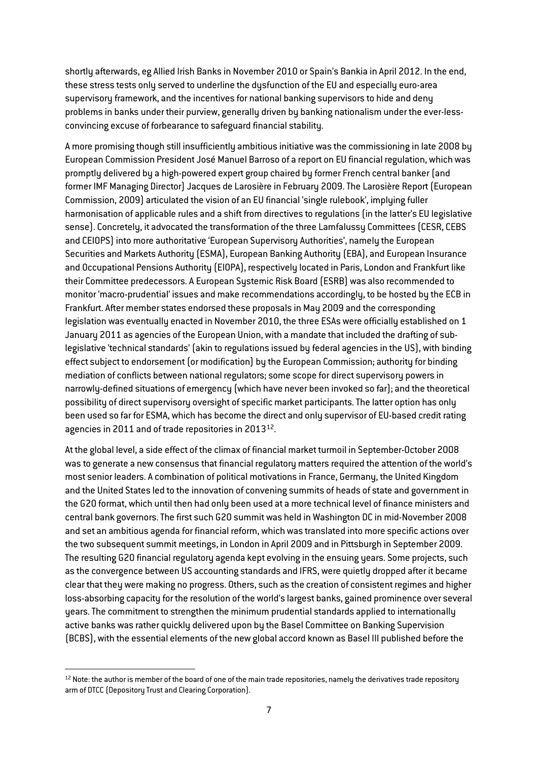shortly afterwards, eg Allied Irish Banks in November 2010 or Spain's Bankia in April 2012. In the end, these stress tests only served to underline the dysfunction of the EU and especially euro-area supervisory framework, and the incentives for national banking supervisors to hide and deny problems in banks under their purview, generally driven by banking nationalism under the ever-less-convincing excuse of forbearance to safeguard financial stability.

A more promising though still insufficiently ambitious initiative was the commissioning in late 2008 by European Commission President José Manuel Barroso of a report on EU financial regulation, which was promptly delivered by a high-powered expert group chaired by former French central banker (and former IMF Managing Director) Jacques de Larosière in February 2009. The Larosière Report (European Commission, 2009) articulated the vision of an EU financial 'single rulebook', implying fuller harmonisation of applicable rules and a shift from directives to regulations (in the latter's EU legislative sense). Concretely, it advocated the transformation of the three Lamfalussy Committees (CESR, CEBS and CEIOPS) into more authoritative 'European Supervisory Authorities', namely the European Securities and Markets Authority (ESMA), European Banking Authority (EBA), and European Insurance and Occupational Pensions Authority (EIOPA), respectively located in Paris, London and Frankfurt like their Committee predecessors. A European Systemic Risk Board (ESRB) was also recommended to monitor 'macro-prudential' issues and make recommendations accordingly, to be hosted by the ECB in Frankfurt. After member states endorsed these proposals in May 2009 and the corresponding legislation was eventually enacted in November 2010, the three ESAs were officially established on 1 January 2011 as agencies of the European Union, with a mandate that included the drafting of sub-legislative 'technical standards' (akin to regulations issued by federal agencies in the US), with binding effect subject to endorsement (or modification) by the European Commission; authority for binding mediation of conflicts between national regulators; some scope for direct supervisory powers in narrowly-defined situations of emergency (which have never been invoked so far); and the theoretical possibility of direct supervisory oversight of specific market participants. The latter option has only been used so far for ESMA, which has become the direct and only supervisor of EU-based credit rating agencies in 2011 and of trade repositories in 2013[12].

At the global level, a side effect of the climax of financial market turmoil in September-October 2008 was to generate a new consensus that financial regulatory matters required the attention of the world's most senior leaders. A combination of political motivations in France, Germany, the United Kingdom and the United States led to the innovation of convening summits of heads of state and government in the G20 format, which until then had only been used at a more technical level of finance ministers and central bank governors. The first such G20 summit was held in Washington DC in mid-November 2008 and set an ambitious agenda for financial reform, which was translated into more specific actions over the two subsequent summit meetings, in London in April 2009 and in Pittsburgh in September 2009. The resulting G20 financial regulatory agenda kept evolving in the ensuing years. Some projects, such as the convergence between US accounting standards and IFRS, were quietly dropped after it became clear that they were making no progress. Others, such as the creation of consistent regimes and higher loss-absorbing capacity for the resolution of the world's largest banks, gained prominence over several years. The commitment to strengthen the minimum prudential standards applied to internationally active banks was rather quickly delivered upon by the Basel Committee on Banking Supervision (BCBS), with the essential elements of the new global accord known as Basel III published before the

[12] Note: the author is member of the board of one of the main trade repositories, namely the derivatives trade repository arm of DTCC (Depository Trust and Clearing Corporation).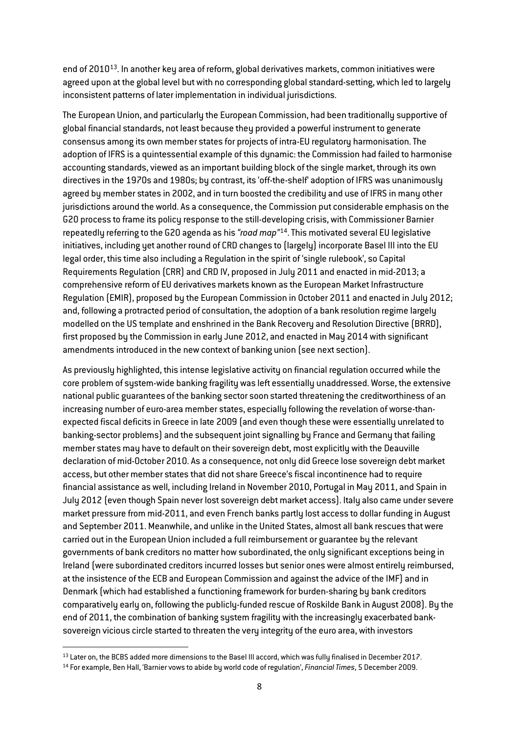end of 2010[13]. In another key area of reform, global derivatives markets, common initiatives were agreed upon at the global level but with no corresponding global standard-setting, which led to largely inconsistent patterns of later implementation in individual jurisdictions.

The European Union, and particularly the European Commission, had been traditionally supportive of global financial standards, not least because they provided a powerful instrument to generate consensus among its own member states for projects of intra-EU regulatory harmonisation. The adoption of IFRS is a quintessential example of this dynamic: the Commission had failed to harmonise accounting standards, viewed as an important building block of the single market, through its own directives in the 1970s and 1980s; by contrast, its 'off-the-shelf' adoption of IFRS was unanimously agreed by member states in 2002, and in turn boosted the credibility and use of IFRS in many other jurisdictions around the world. As a consequence, the Commission put considerable emphasis on the G20 process to frame its policy response to the still-developing crisis, with Commissioner Barnier repeatedly referring to the G20 agenda as his *"road map"*[14]. This motivated several EU legislative initiatives, including yet another round of CRD changes to (largely) incorporate Basel III into the EU legal order, this time also including a Regulation in the spirit of 'single rulebook', so Capital Requirements Regulation (CRR) and CRD IV, proposed in July 2011 and enacted in mid-2013; a comprehensive reform of EU derivatives markets known as the European Market Infrastructure Regulation (EMIR), proposed by the European Commission in October 2011 and enacted in July 2012; and, following a protracted period of consultation, the adoption of a bank resolution regime largely modelled on the US template and enshrined in the Bank Recovery and Resolution Directive (BRRD), first proposed by the Commission in early June 2012, and enacted in May 2014 with significant amendments introduced in the new context of banking union (see next section).

As previously highlighted, this intense legislative activity on financial regulation occurred while the core problem of system-wide banking fragility was left essentially unaddressed. Worse, the extensive national public guarantees of the banking sector soon started threatening the creditworthiness of an increasing number of euro-area member states, especially following the revelation of worse-than-expected fiscal deficits in Greece in late 2009 (and even though these were essentially unrelated to banking-sector problems) and the subsequent joint signalling by France and Germany that failing member states may have to default on their sovereign debt, most explicitly with the Deauville declaration of mid-October 2010. As a consequence, not only did Greece lose sovereign debt market access, but other member states that did not share Greece's fiscal incontinence had to require financial assistance as well, including Ireland in November 2010, Portugal in May 2011, and Spain in July 2012 (even though Spain never lost sovereign debt market access). Italy also came under severe market pressure from mid-2011, and even French banks partly lost access to dollar funding in August and September 2011. Meanwhile, and unlike in the United States, almost all bank rescues that were carried out in the European Union included a full reimbursement or guarantee by the relevant governments of bank creditors no matter how subordinated, the only significant exceptions being in Ireland (were subordinated creditors incurred losses but senior ones were almost entirely reimbursed, at the insistence of the ECB and European Commission and against the advice of the IMF) and in Denmark (which had established a functioning framework for burden-sharing by bank creditors comparatively early on, following the publicly-funded rescue of Roskilde Bank in August 2008). By the end of 2011, the combination of banking system fragility with the increasingly exacerbated bank-sovereign vicious circle started to threaten the very integrity of the euro area, with investors

[13] Later on, the BCBS added more dimensions to the Basel III accord, which was fully finalised in December 2017.

[14] For example, Ben Hall, 'Barnier vows to abide by world code of regulation', *Financial Times*, 5 December 2009.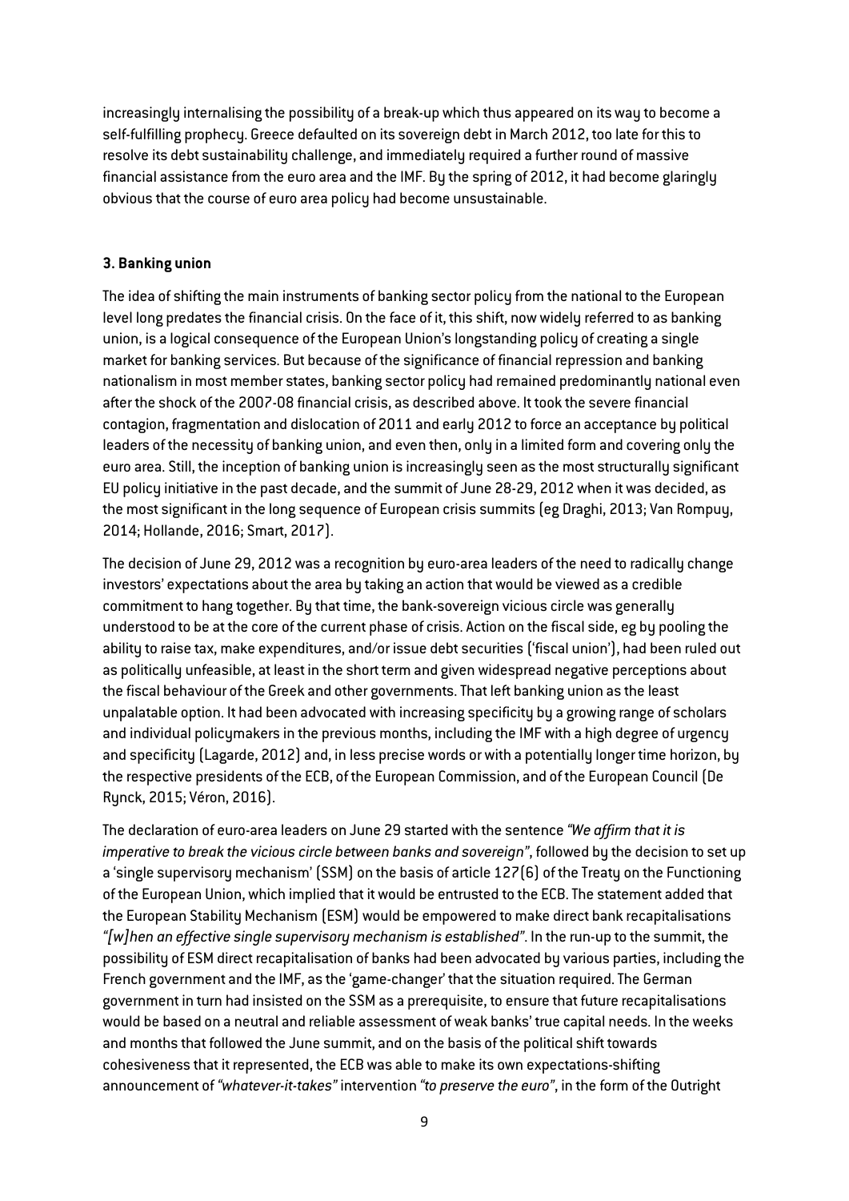increasingly internalising the possibility of a break-up which thus appeared on its way to become a self-fulfilling prophecy. Greece defaulted on its sovereign debt in March 2012, too late for this to resolve its debt sustainability challenge, and immediately required a further round of massive financial assistance from the euro area and the IMF. By the spring of 2012, it had become glaringly obvious that the course of euro area policy had become unsustainable.

### 3. Banking union

The idea of shifting the main instruments of banking sector policy from the national to the European level long predates the financial crisis. On the face of it, this shift, now widely referred to as banking union, is a logical consequence of the European Union's longstanding policy of creating a single market for banking services. But because of the significance of financial repression and banking nationalism in most member states, banking sector policy had remained predominantly national even after the shock of the 2007-08 financial crisis, as described above. It took the severe financial contagion, fragmentation and dislocation of 2011 and early 2012 to force an acceptance by political leaders of the necessity of banking union, and even then, only in a limited form and covering only the euro area. Still, the inception of banking union is increasingly seen as the most structurally significant EU policy initiative in the past decade, and the summit of June 28-29, 2012 when it was decided, as the most significant in the long sequence of European crisis summits (eg Draghi, 2013; Van Rompuy, 2014; Hollande, 2016; Smart, 2017).

The decision of June 29, 2012 was a recognition by euro-area leaders of the need to radically change investors' expectations about the area by taking an action that would be viewed as a credible commitment to hang together. By that time, the bank-sovereign vicious circle was generally understood to be at the core of the current phase of crisis. Action on the fiscal side, eg by pooling the ability to raise tax, make expenditures, and/or issue debt securities ('fiscal union'), had been ruled out as politically unfeasible, at least in the short term and given widespread negative perceptions about the fiscal behaviour of the Greek and other governments. That left banking union as the least unpalatable option. It had been advocated with increasing specificity by a growing range of scholars and individual policymakers in the previous months, including the IMF with a high degree of urgency and specificity (Lagarde, 2012) and, in less precise words or with a potentially longer time horizon, by the respective presidents of the ECB, of the European Commission, and of the European Council (De Rynck, 2015; Véron, 2016).

The declaration of euro-area leaders on June 29 started with the sentence *"We affirm that it is imperative to break the vicious circle between banks and sovereign"*, followed by the decision to set up a 'single supervisory mechanism' (SSM) on the basis of article 127(6) of the Treaty on the Functioning of the European Union, which implied that it would be entrusted to the ECB. The statement added that the European Stability Mechanism (ESM) would be empowered to make direct bank recapitalisations *"[w]hen an effective single supervisory mechanism is established"*. In the run-up to the summit, the possibility of ESM direct recapitalisation of banks had been advocated by various parties, including the French government and the IMF, as the 'game-changer' that the situation required. The German government in turn had insisted on the SSM as a prerequisite, to ensure that future recapitalisations would be based on a neutral and reliable assessment of weak banks' true capital needs. In the weeks and months that followed the June summit, and on the basis of the political shift towards cohesiveness that it represented, the ECB was able to make its own expectations-shifting announcement of *"whatever-it-takes"* intervention *"to preserve the euro"*, in the form of the Outright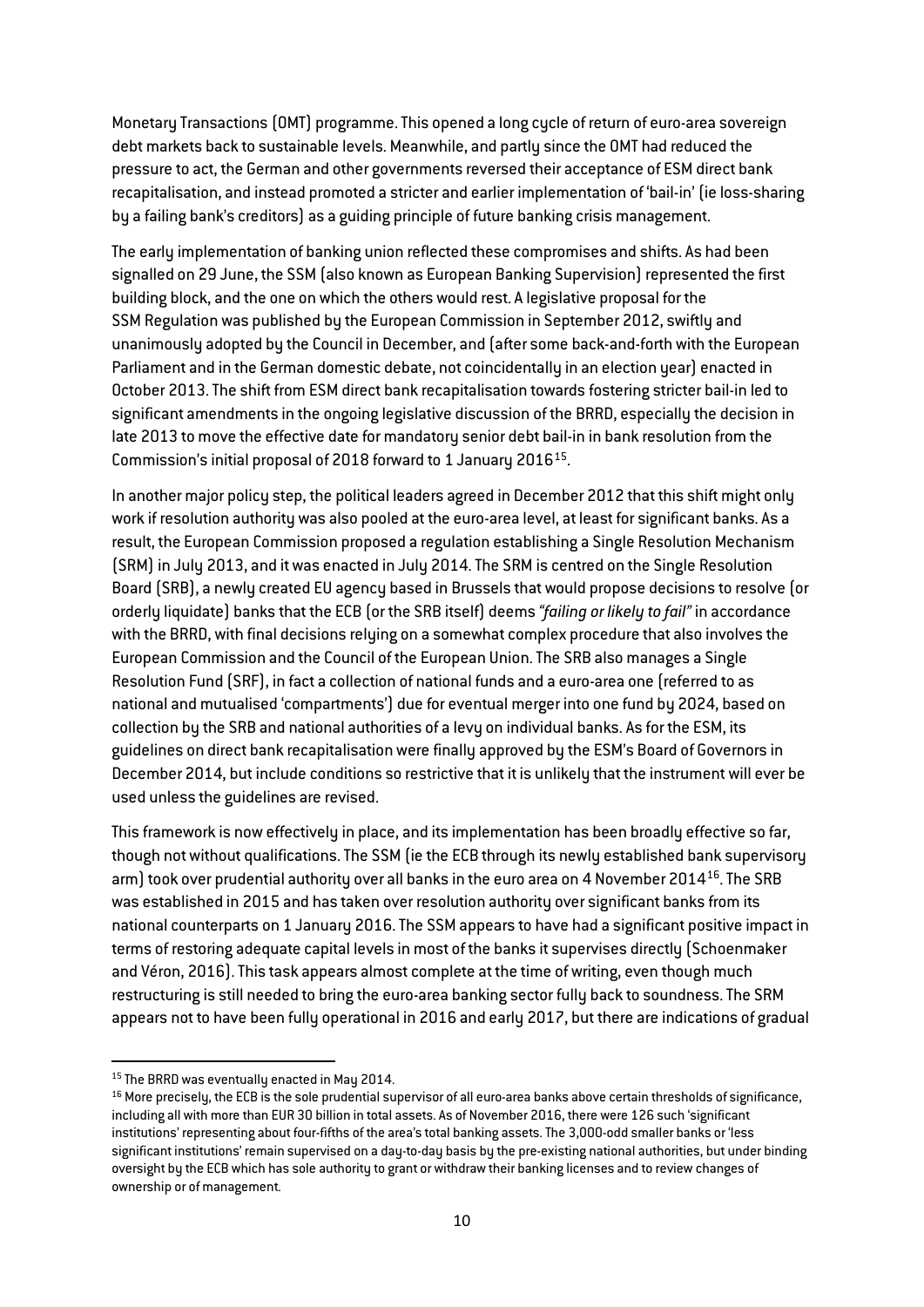Monetary Transactions (OMT) programme. This opened a long cycle of return of euro-area sovereign debt markets back to sustainable levels. Meanwhile, and partly since the OMT had reduced the pressure to act, the German and other governments reversed their acceptance of ESM direct bank recapitalisation, and instead promoted a stricter and earlier implementation of 'bail-in' (ie loss-sharing by a failing bank's creditors) as a guiding principle of future banking crisis management.

The early implementation of banking union reflected these compromises and shifts. As had been signalled on 29 June, the SSM (also known as European Banking Supervision) represented the first building block, and the one on which the others would rest. A legislative proposal for the SSM Regulation was published by the European Commission in September 2012, swiftly and unanimously adopted by the Council in December, and (after some back-and-forth with the European Parliament and in the German domestic debate, not coincidentally in an election year) enacted in October 2013. The shift from ESM direct bank recapitalisation towards fostering stricter bail-in led to significant amendments in the ongoing legislative discussion of the BRRD, especially the decision in late 2013 to move the effective date for mandatory senior debt bail-in in bank resolution from the Commission's initial proposal of 2018 forward to 1 January 2016[15].

In another major policy step, the political leaders agreed in December 2012 that this shift might only work if resolution authority was also pooled at the euro-area level, at least for significant banks. As a result, the European Commission proposed a regulation establishing a Single Resolution Mechanism (SRM) in July 2013, and it was enacted in July 2014. The SRM is centred on the Single Resolution Board (SRB), a newly created EU agency based in Brussels that would propose decisions to resolve (or orderly liquidate) banks that the ECB (or the SRB itself) deems *"failing or likely to fail"* in accordance with the BRRD, with final decisions relying on a somewhat complex procedure that also involves the European Commission and the Council of the European Union. The SRB also manages a Single Resolution Fund (SRF), in fact a collection of national funds and a euro-area one (referred to as national and mutualised 'compartments') due for eventual merger into one fund by 2024, based on collection by the SRB and national authorities of a levy on individual banks. As for the ESM, its guidelines on direct bank recapitalisation were finally approved by the ESM's Board of Governors in December 2014, but include conditions so restrictive that it is unlikely that the instrument will ever be used unless the guidelines are revised.

This framework is now effectively in place, and its implementation has been broadly effective so far, though not without qualifications. The SSM (ie the ECB through its newly established bank supervisory arm) took over prudential authority over all banks in the euro area on 4 November 2014[16]. The SRB was established in 2015 and has taken over resolution authority over significant banks from its national counterparts on 1 January 2016. The SSM appears to have had a significant positive impact in terms of restoring adequate capital levels in most of the banks it supervises directly (Schoenmaker and Véron, 2016). This task appears almost complete at the time of writing, even though much restructuring is still needed to bring the euro-area banking sector fully back to soundness. The SRM appears not to have been fully operational in 2016 and early 2017, but there are indications of gradual

---

[15] The BRRD was eventually enacted in May 2014.

[16] More precisely, the ECB is the sole prudential supervisor of all euro-area banks above certain thresholds of significance, including all with more than EUR 30 billion in total assets. As of November 2016, there were 126 such 'significant institutions' representing about four-fifths of the area's total banking assets. The 3,000-odd smaller banks or 'less significant institutions' remain supervised on a day-to-day basis by the pre-existing national authorities, but under binding oversight by the ECB which has sole authority to grant or withdraw their banking licenses and to review changes of ownership or of management.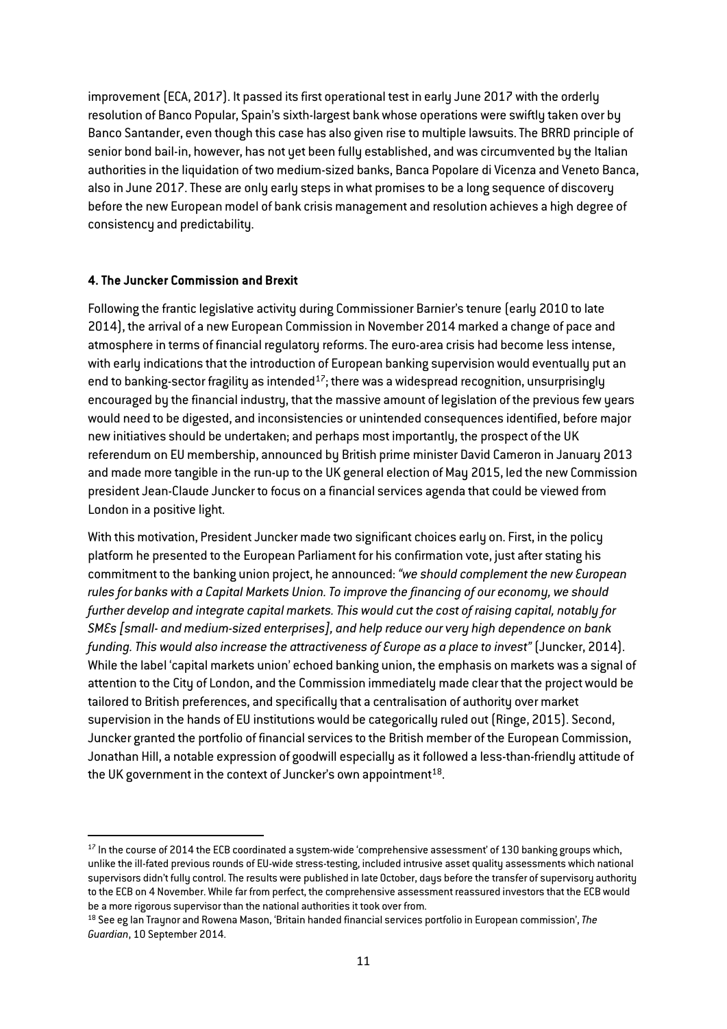improvement (ECA, 2017). It passed its first operational test in early June 2017 with the orderly resolution of Banco Popular, Spain's sixth-largest bank whose operations were swiftly taken over by Banco Santander, even though this case has also given rise to multiple lawsuits. The BRRD principle of senior bond bail-in, however, has not yet been fully established, and was circumvented by the Italian authorities in the liquidation of two medium-sized banks, Banca Popolare di Vicenza and Veneto Banca, also in June 2017. These are only early steps in what promises to be a long sequence of discovery before the new European model of bank crisis management and resolution achieves a high degree of consistency and predictability.

## 4. The Juncker Commission and Brexit

Following the frantic legislative activity during Commissioner Barnier's tenure (early 2010 to late 2014), the arrival of a new European Commission in November 2014 marked a change of pace and atmosphere in terms of financial regulatory reforms. The euro-area crisis had become less intense, with early indications that the introduction of European banking supervision would eventually put an end to banking-sector fragility as intended[17]; there was a widespread recognition, unsurprisingly encouraged by the financial industry, that the massive amount of legislation of the previous few years would need to be digested, and inconsistencies or unintended consequences identified, before major new initiatives should be undertaken; and perhaps most importantly, the prospect of the UK referendum on EU membership, announced by British prime minister David Cameron in January 2013 and made more tangible in the run-up to the UK general election of May 2015, led the new Commission president Jean-Claude Juncker to focus on a financial services agenda that could be viewed from London in a positive light.

With this motivation, President Juncker made two significant choices early on. First, in the policy platform he presented to the European Parliament for his confirmation vote, just after stating his commitment to the banking union project, he announced: *"we should complement the new European rules for banks with a Capital Markets Union. To improve the financing of our economy, we should further develop and integrate capital markets. This would cut the cost of raising capital, notably for SMEs [small- and medium-sized enterprises], and help reduce our very high dependence on bank funding. This would also increase the attractiveness of Europe as a place to invest"* (Juncker, 2014). While the label 'capital markets union' echoed banking union, the emphasis on markets was a signal of attention to the City of London, and the Commission immediately made clear that the project would be tailored to British preferences, and specifically that a centralisation of authority over market supervision in the hands of EU institutions would be categorically ruled out (Ringe, 2015). Second, Juncker granted the portfolio of financial services to the British member of the European Commission, Jonathan Hill, a notable expression of goodwill especially as it followed a less-than-friendly attitude of the UK government in the context of Juncker's own appointment[18].

---

[17] In the course of 2014 the ECB coordinated a system-wide 'comprehensive assessment' of 130 banking groups which, unlike the ill-fated previous rounds of EU-wide stress-testing, included intrusive asset quality assessments which national supervisors didn't fully control. The results were published in late October, days before the transfer of supervisory authority to the ECB on 4 November. While far from perfect, the comprehensive assessment reassured investors that the ECB would be a more rigorous supervisor than the national authorities it took over from.

[18] See eg Ian Traynor and Rowena Mason, 'Britain handed financial services portfolio in European commission', *The Guardian*, 10 September 2014.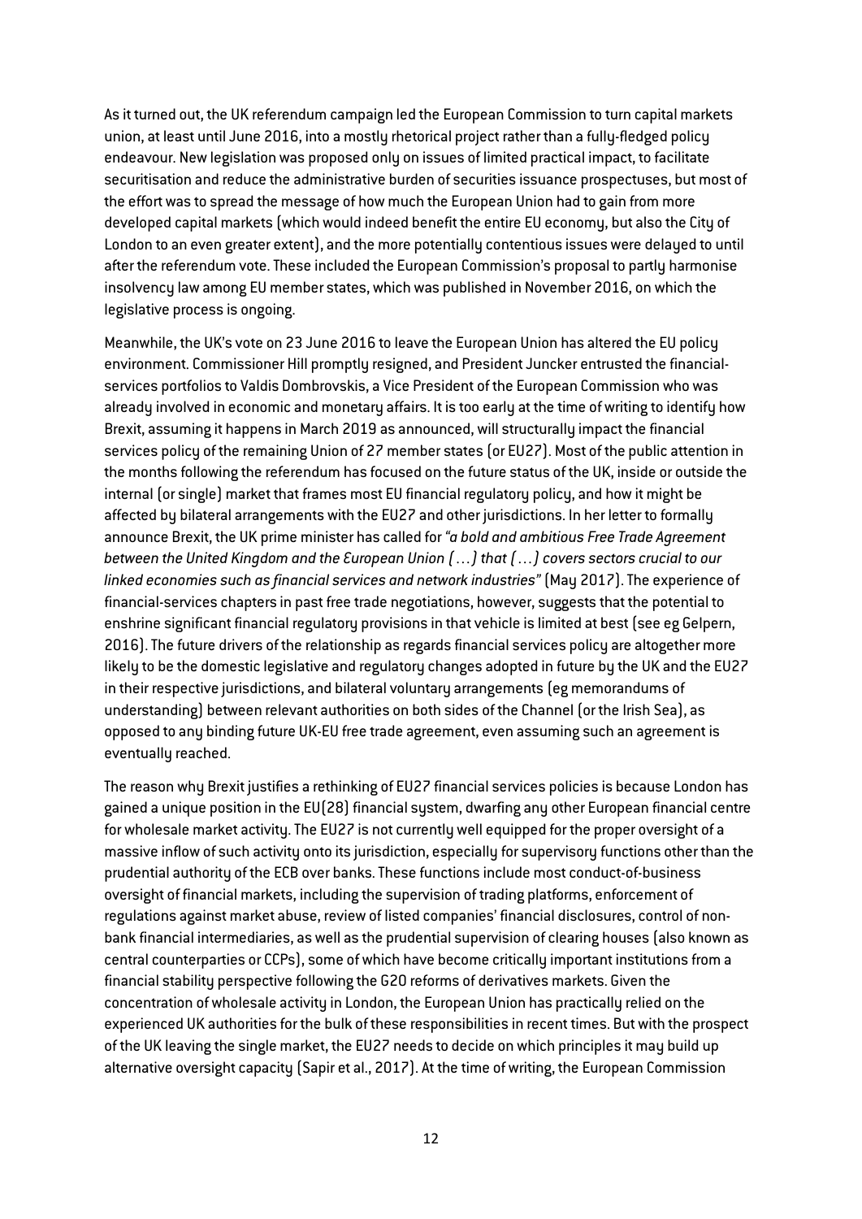As it turned out, the UK referendum campaign led the European Commission to turn capital markets union, at least until June 2016, into a mostly rhetorical project rather than a fully-fledged policy endeavour. New legislation was proposed only on issues of limited practical impact, to facilitate securitisation and reduce the administrative burden of securities issuance prospectuses, but most of the effort was to spread the message of how much the European Union had to gain from more developed capital markets (which would indeed benefit the entire EU economy, but also the City of London to an even greater extent), and the more potentially contentious issues were delayed to until after the referendum vote. These included the European Commission's proposal to partly harmonise insolvency law among EU member states, which was published in November 2016, on which the legislative process is ongoing.

Meanwhile, the UK's vote on 23 June 2016 to leave the European Union has altered the EU policy environment. Commissioner Hill promptly resigned, and President Juncker entrusted the financial-services portfolios to Valdis Dombrovskis, a Vice President of the European Commission who was already involved in economic and monetary affairs. It is too early at the time of writing to identify how Brexit, assuming it happens in March 2019 as announced, will structurally impact the financial services policy of the remaining Union of 27 member states (or EU27). Most of the public attention in the months following the referendum has focused on the future status of the UK, inside or outside the internal (or single) market that frames most EU financial regulatory policy, and how it might be affected by bilateral arrangements with the EU27 and other jurisdictions. In her letter to formally announce Brexit, the UK prime minister has called for *"a bold and ambitious Free Trade Agreement between the United Kingdom and the European Union (…) that (…) covers sectors crucial to our linked economies such as financial services and network industries"* (May 2017). The experience of financial-services chapters in past free trade negotiations, however, suggests that the potential to enshrine significant financial regulatory provisions in that vehicle is limited at best (see eg Gelpern, 2016). The future drivers of the relationship as regards financial services policy are altogether more likely to be the domestic legislative and regulatory changes adopted in future by the UK and the EU27 in their respective jurisdictions, and bilateral voluntary arrangements (eg memorandums of understanding) between relevant authorities on both sides of the Channel (or the Irish Sea), as opposed to any binding future UK-EU free trade agreement, even assuming such an agreement is eventually reached.

The reason why Brexit justifies a rethinking of EU27 financial services policies is because London has gained a unique position in the EU(28) financial system, dwarfing any other European financial centre for wholesale market activity. The EU27 is not currently well equipped for the proper oversight of a massive inflow of such activity onto its jurisdiction, especially for supervisory functions other than the prudential authority of the ECB over banks. These functions include most conduct-of-business oversight of financial markets, including the supervision of trading platforms, enforcement of regulations against market abuse, review of listed companies' financial disclosures, control of non-bank financial intermediaries, as well as the prudential supervision of clearing houses (also known as central counterparties or CCPs), some of which have become critically important institutions from a financial stability perspective following the G20 reforms of derivatives markets. Given the concentration of wholesale activity in London, the European Union has practically relied on the experienced UK authorities for the bulk of these responsibilities in recent times. But with the prospect of the UK leaving the single market, the EU27 needs to decide on which principles it may build up alternative oversight capacity (Sapir et al., 2017). At the time of writing, the European Commission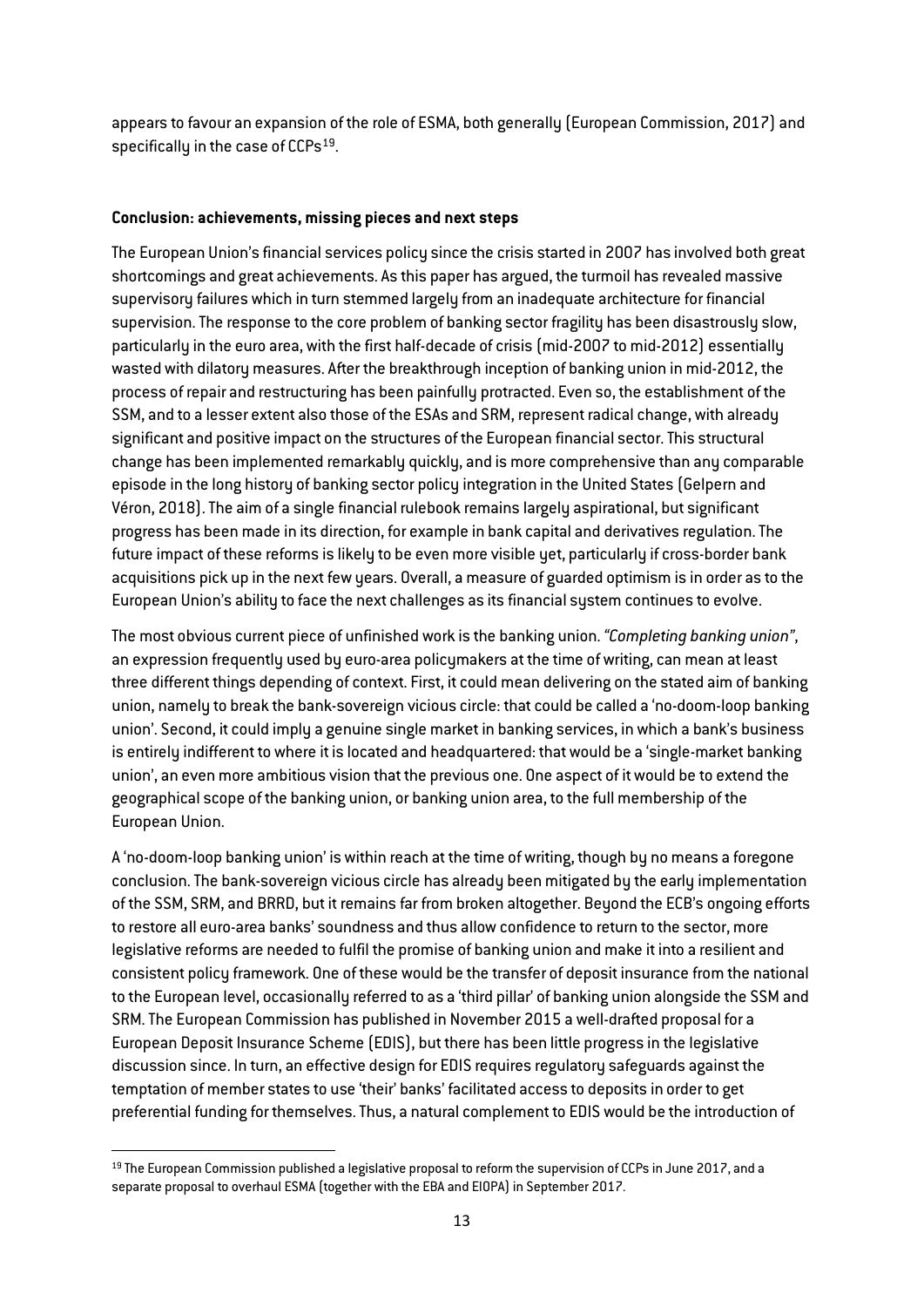appears to favour an expansion of the role of ESMA, both generally (European Commission, 2017) and specifically in the case of CCPs[19].

**Conclusion: achievements, missing pieces and next steps**

The European Union's financial services policy since the crisis started in 2007 has involved both great shortcomings and great achievements. As this paper has argued, the turmoil has revealed massive supervisory failures which in turn stemmed largely from an inadequate architecture for financial supervision. The response to the core problem of banking sector fragility has been disastrously slow, particularly in the euro area, with the first half-decade of crisis (mid-2007 to mid-2012) essentially wasted with dilatory measures. After the breakthrough inception of banking union in mid-2012, the process of repair and restructuring has been painfully protracted. Even so, the establishment of the SSM, and to a lesser extent also those of the ESAs and SRM, represent radical change, with already significant and positive impact on the structures of the European financial sector. This structural change has been implemented remarkably quickly, and is more comprehensive than any comparable episode in the long history of banking sector policy integration in the United States (Gelpern and Véron, 2018). The aim of a single financial rulebook remains largely aspirational, but significant progress has been made in its direction, for example in bank capital and derivatives regulation. The future impact of these reforms is likely to be even more visible yet, particularly if cross-border bank acquisitions pick up in the next few years. Overall, a measure of guarded optimism is in order as to the European Union's ability to face the next challenges as its financial system continues to evolve.

The most obvious current piece of unfinished work is the banking union. *"Completing banking union"*, an expression frequently used by euro-area policymakers at the time of writing, can mean at least three different things depending of context. First, it could mean delivering on the stated aim of banking union, namely to break the bank-sovereign vicious circle: that could be called a 'no-doom-loop banking union'. Second, it could imply a genuine single market in banking services, in which a bank's business is entirely indifferent to where it is located and headquartered: that would be a 'single-market banking union', an even more ambitious vision that the previous one. One aspect of it would be to extend the geographical scope of the banking union, or banking union area, to the full membership of the European Union.

A 'no-doom-loop banking union' is within reach at the time of writing, though by no means a foregone conclusion. The bank-sovereign vicious circle has already been mitigated by the early implementation of the SSM, SRM, and BRRD, but it remains far from broken altogether. Beyond the ECB's ongoing efforts to restore all euro-area banks' soundness and thus allow confidence to return to the sector, more legislative reforms are needed to fulfil the promise of banking union and make it into a resilient and consistent policy framework. One of these would be the transfer of deposit insurance from the national to the European level, occasionally referred to as a 'third pillar' of banking union alongside the SSM and SRM. The European Commission has published in November 2015 a well-drafted proposal for a European Deposit Insurance Scheme (EDIS), but there has been little progress in the legislative discussion since. In turn, an effective design for EDIS requires regulatory safeguards against the temptation of member states to use 'their' banks' facilitated access to deposits in order to get preferential funding for themselves. Thus, a natural complement to EDIS would be the introduction of

[19] The European Commission published a legislative proposal to reform the supervision of CCPs in June 2017, and a separate proposal to overhaul ESMA (together with the EBA and EIOPA) in September 2017.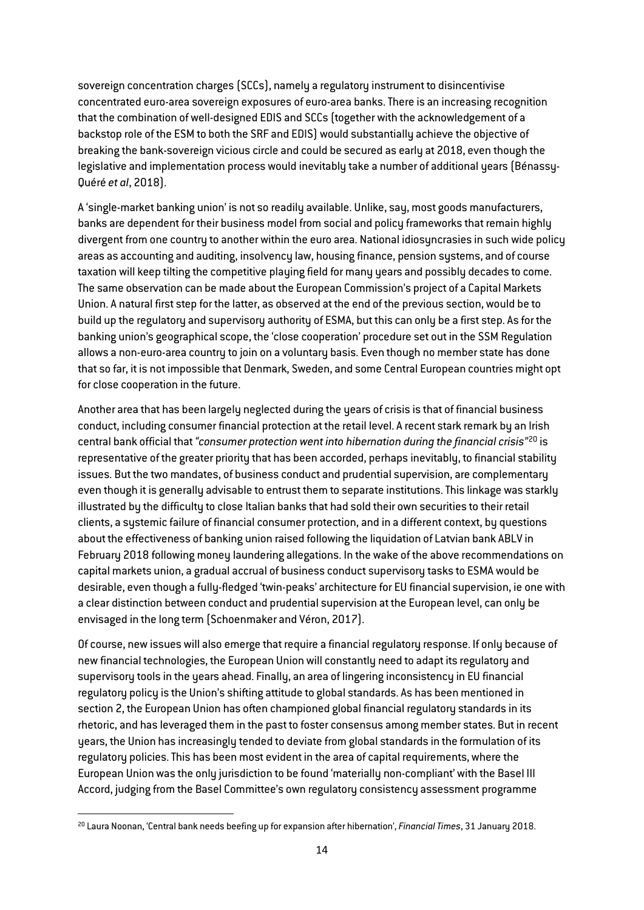sovereign concentration charges (SCCs), namely a regulatory instrument to disincentivise concentrated euro-area sovereign exposures of euro-area banks. There is an increasing recognition that the combination of well-designed EDIS and SCCs (together with the acknowledgement of a backstop role of the ESM to both the SRF and EDIS) would substantially achieve the objective of breaking the bank-sovereign vicious circle and could be secured as early at 2018, even though the legislative and implementation process would inevitably take a number of additional years (Bénassy-Quéré *et al*, 2018).

A 'single-market banking union' is not so readily available. Unlike, say, most goods manufacturers, banks are dependent for their business model from social and policy frameworks that remain highly divergent from one country to another within the euro area. National idiosyncracies in such wide policy areas as accounting and auditing, insolvency law, housing finance, pension systems, and of course taxation will keep tilting the competitive playing field for many years and possibly decades to come. The same observation can be made about the European Commission's project of a Capital Markets Union. A natural first step for the latter, as observed at the end of the previous section, would be to build up the regulatory and supervisory authority of ESMA, but this can only be a first step. As for the banking union's geographical scope, the 'close cooperation' procedure set out in the SSM Regulation allows a non-euro-area country to join on a voluntary basis. Even though no member state has done that so far, it is not impossible that Denmark, Sweden, and some Central European countries might opt for close cooperation in the future.

Another area that has been largely neglected during the years of crisis is that of financial business conduct, including consumer financial protection at the retail level. A recent stark remark by an Irish central bank official that *"consumer protection went into hibernation during the financial crisis"*[20] is representative of the greater priority that has been accorded, perhaps inevitably, to financial stability issues. But the two mandates, of business conduct and prudential supervision, are complementary even though it is generally advisable to entrust them to separate institutions. This linkage was starkly illustrated by the difficulty to close Italian banks that had sold their own securities to their retail clients, a systemic failure of financial consumer protection, and in a different context, by questions about the effectiveness of banking union raised following the liquidation of Latvian bank ABLV in February 2018 following money laundering allegations. In the wake of the above recommendations on capital markets union, a gradual accrual of business conduct supervisory tasks to ESMA would be desirable, even though a fully-fledged 'twin-peaks' architecture for EU financial supervision, ie one with a clear distinction between conduct and prudential supervision at the European level, can only be envisaged in the long term (Schoenmaker and Véron, 2017).

Of course, new issues will also emerge that require a financial regulatory response. If only because of new financial technologies, the European Union will constantly need to adapt its regulatory and supervisory tools in the years ahead. Finally, an area of lingering inconsistency in EU financial regulatory policy is the Union's shifting attitude to global standards. As has been mentioned in section 2, the European Union has often championed global financial regulatory standards in its rhetoric, and has leveraged them in the past to foster consensus among member states. But in recent years, the Union has increasingly tended to deviate from global standards in the formulation of its regulatory policies. This has been most evident in the area of capital requirements, where the European Union was the only jurisdiction to be found 'materially non-compliant' with the Basel III Accord, judging from the Basel Committee's own regulatory consistency assessment programme

[20] Laura Noonan, 'Central bank needs beefing up for expansion after hibernation', *Financial Times*, 31 January 2018.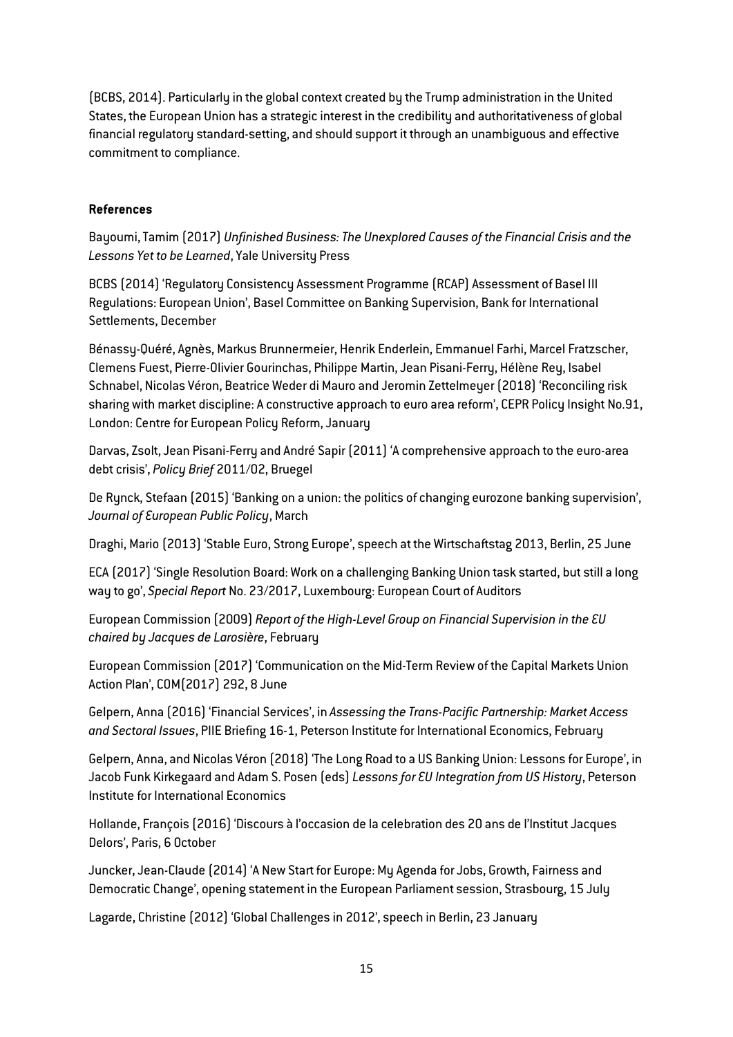(BCBS, 2014). Particularly in the global context created by the Trump administration in the United States, the European Union has a strategic interest in the credibility and authoritativeness of global financial regulatory standard-setting, and should support it through an unambiguous and effective commitment to compliance.

**References**

Bayoumi, Tamim (2017) *Unfinished Business: The Unexplored Causes of the Financial Crisis and the Lessons Yet to be Learned*, Yale University Press

BCBS (2014) 'Regulatory Consistency Assessment Programme (RCAP) Assessment of Basel III Regulations: European Union', Basel Committee on Banking Supervision, Bank for International Settlements, December

Bénassy-Quéré, Agnès, Markus Brunnermeier, Henrik Enderlein, Emmanuel Farhi, Marcel Fratzscher, Clemens Fuest, Pierre-Olivier Gourinchas, Philippe Martin, Jean Pisani-Ferry, Hélène Rey, Isabel Schnabel, Nicolas Véron, Beatrice Weder di Mauro and Jeromin Zettelmeyer (2018) 'Reconciling risk sharing with market discipline: A constructive approach to euro area reform', CEPR Policy Insight No.91, London: Centre for European Policy Reform, January

Darvas, Zsolt, Jean Pisani-Ferry and André Sapir (2011) 'A comprehensive approach to the euro-area debt crisis', *Policy Brief* 2011/02, Bruegel

De Rynck, Stefaan (2015) 'Banking on a union: the politics of changing eurozone banking supervision', *Journal of European Public Policy*, March

Draghi, Mario (2013) 'Stable Euro, Strong Europe', speech at the Wirtschaftstag 2013, Berlin, 25 June

ECA (2017) 'Single Resolution Board: Work on a challenging Banking Union task started, but still a long way to go', *Special Report* No. 23/2017, Luxembourg: European Court of Auditors

European Commission (2009) *Report of the High-Level Group on Financial Supervision in the EU chaired by Jacques de Larosière*, February

European Commission (2017) 'Communication on the Mid-Term Review of the Capital Markets Union Action Plan', COM(2017) 292, 8 June

Gelpern, Anna (2016) 'Financial Services', in *Assessing the Trans-Pacific Partnership: Market Access and Sectoral Issues*, PIIE Briefing 16-1, Peterson Institute for International Economics, February

Gelpern, Anna, and Nicolas Véron (2018) 'The Long Road to a US Banking Union: Lessons for Europe', in Jacob Funk Kirkegaard and Adam S. Posen (eds) *Lessons for EU Integration from US History*, Peterson Institute for International Economics

Hollande, François (2016) 'Discours à l'occasion de la celebration des 20 ans de l'Institut Jacques Delors', Paris, 6 October

Juncker, Jean-Claude (2014) 'A New Start for Europe: My Agenda for Jobs, Growth, Fairness and Democratic Change', opening statement in the European Parliament session, Strasbourg, 15 July

Lagarde, Christine (2012) 'Global Challenges in 2012', speech in Berlin, 23 January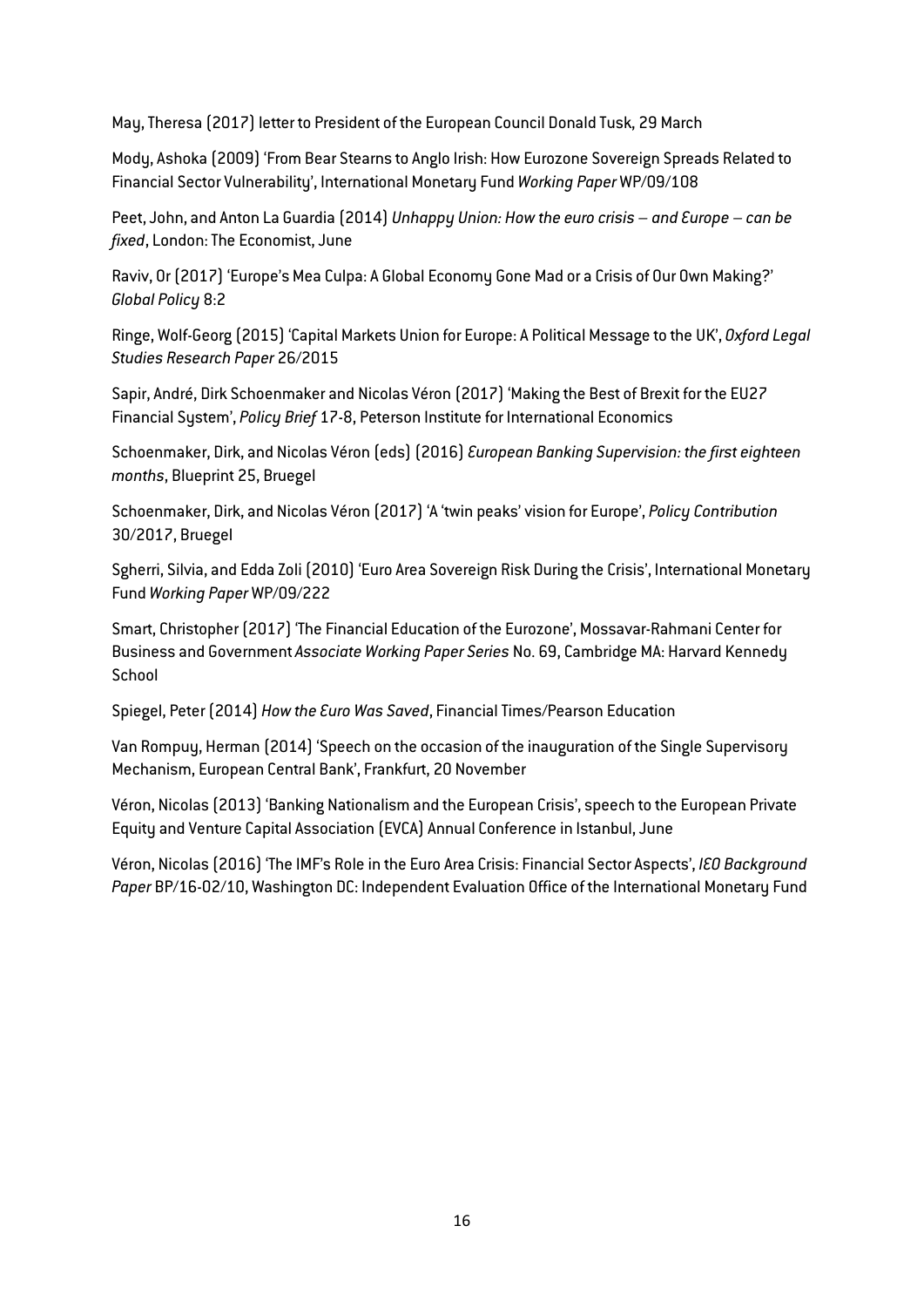May, Theresa (2017) letter to President of the European Council Donald Tusk, 29 March

Mody, Ashoka (2009) 'From Bear Stearns to Anglo Irish: How Eurozone Sovereign Spreads Related to Financial Sector Vulnerability', International Monetary Fund *Working Paper* WP/09/108

Peet, John, and Anton La Guardia (2014) *Unhappy Union: How the euro crisis – and Europe – can be fixed*, London: The Economist, June

Raviv, Or (2017) 'Europe's Mea Culpa: A Global Economy Gone Mad or a Crisis of Our Own Making?' *Global Policy* 8:2

Ringe, Wolf-Georg (2015) 'Capital Markets Union for Europe: A Political Message to the UK', *Oxford Legal Studies Research Paper* 26/2015

Sapir, André, Dirk Schoenmaker and Nicolas Véron (2017) 'Making the Best of Brexit for the EU27 Financial System', *Policy Brief* 17-8, Peterson Institute for International Economics

Schoenmaker, Dirk, and Nicolas Véron (eds) (2016) *European Banking Supervision: the first eighteen months*, Blueprint 25, Bruegel

Schoenmaker, Dirk, and Nicolas Véron (2017) 'A 'twin peaks' vision for Europe', *Policy Contribution* 30/2017, Bruegel

Sgherri, Silvia, and Edda Zoli (2010) 'Euro Area Sovereign Risk During the Crisis', International Monetary Fund *Working Paper* WP/09/222

Smart, Christopher (2017) 'The Financial Education of the Eurozone', Mossavar-Rahmani Center for Business and Government *Associate Working Paper Series* No. 69, Cambridge MA: Harvard Kennedy School

Spiegel, Peter (2014) *How the Euro Was Saved*, Financial Times/Pearson Education

Van Rompuy, Herman (2014) 'Speech on the occasion of the inauguration of the Single Supervisory Mechanism, European Central Bank', Frankfurt, 20 November

Véron, Nicolas (2013) 'Banking Nationalism and the European Crisis', speech to the European Private Equity and Venture Capital Association (EVCA) Annual Conference in Istanbul, June

Véron, Nicolas (2016) 'The IMF's Role in the Euro Area Crisis: Financial Sector Aspects', *IEO Background Paper* BP/16-02/10, Washington DC: Independent Evaluation Office of the International Monetary Fund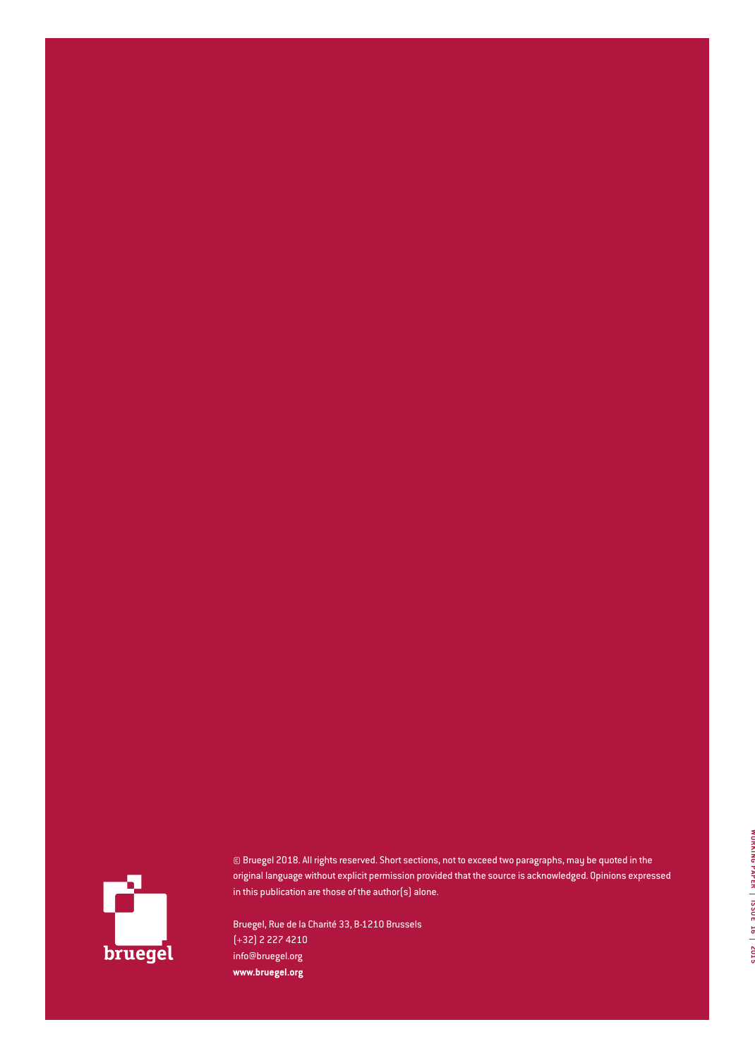© Bruegel 2018. All rights reserved. Short sections, not to exceed two paragraphs, may be quoted in the original language without explicit permission provided that the source is acknowledged. Opinions expressed in this publication are those of the author(s) alone.

Bruegel, Rue de la Charité 33, B-1210 Brussels
(+32) 2 227 4210
info@bruegel.org
**www.bruegel.org**